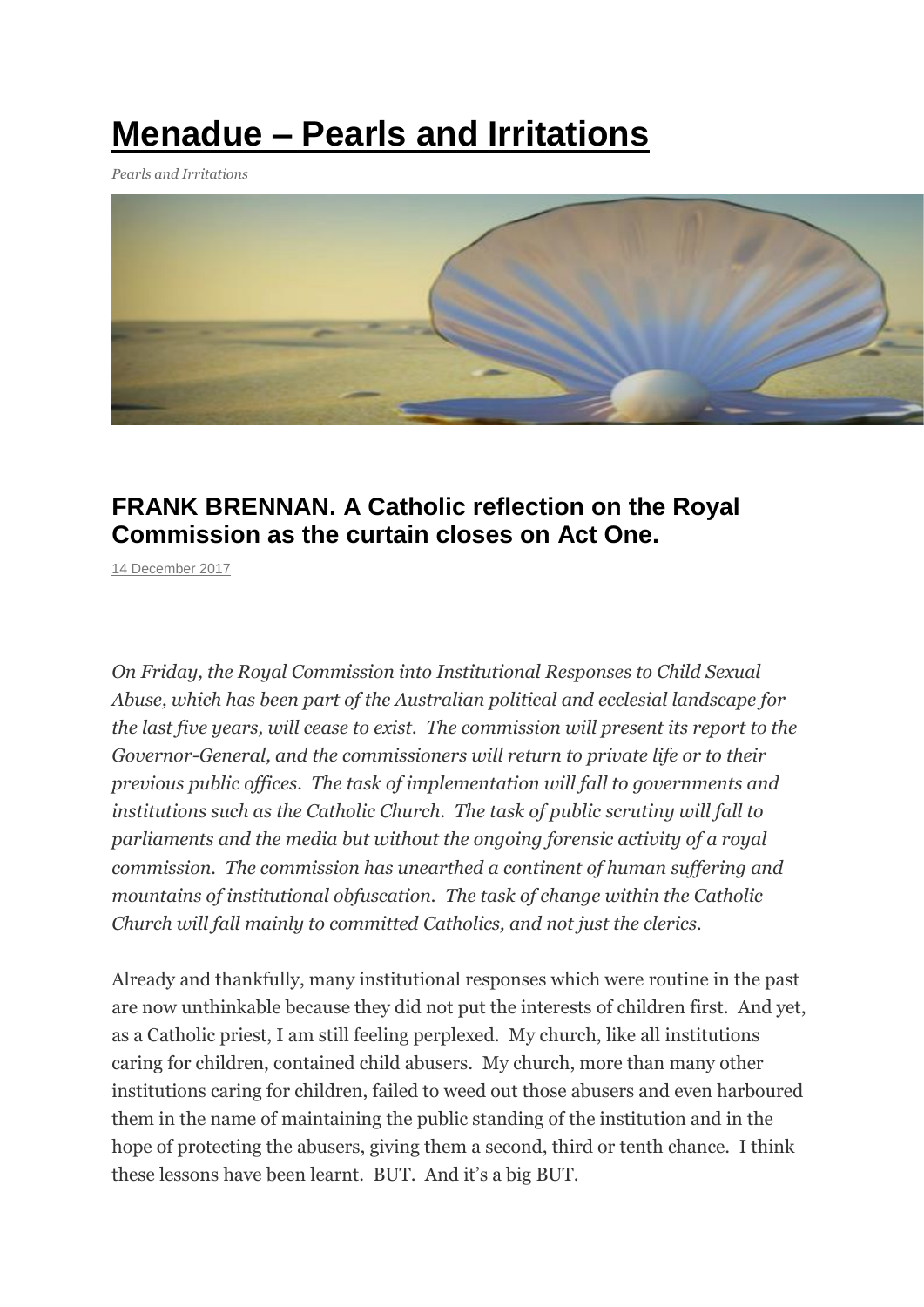# Menadue – Pearls and Irritations

*Pearls and Irritations*

## FRANK BRENNAN. A Catholic reflection on the Royal Commission as the curtain closes on Act One.

14 December 2017

*On Friday, the Royal Commission into Institutional Responses to Child Sexual Abuse, which has been part of the Australian political and ecclesial landscape for the last five years, will cease to exist. The commission will present its report to the Governor-General, and the commissioners will return to private life or to their previous public offices. The task of implementation will fall to governments and institutions such as the Catholic Church. The task of public scrutiny will fall to parliaments and the media but without the ongoing forensic activity of a royal commission. The commission has unearthed a continent of human suffering and mountains of institutional obfuscation. The task of change within the Catholic Church will fall mainly to committed Catholics, and not just the clerics.*

Already and thankfully, many institutional responses which were routine in the past are now unthinkable because they did not put the interests of children first. And yet, as a Catholic priest, I am still feeling perplexed. My church, like all institutions caring for children, contained child abusers. My church, more than many other institutions caring for children, failed to weed out those abusers and even harboured them in the name of maintaining the public standing of the institution and in the hope of protecting the abusers, giving them a second, third or tenth chance. I think these lessons have been learnt. BUT. And it's a big BUT.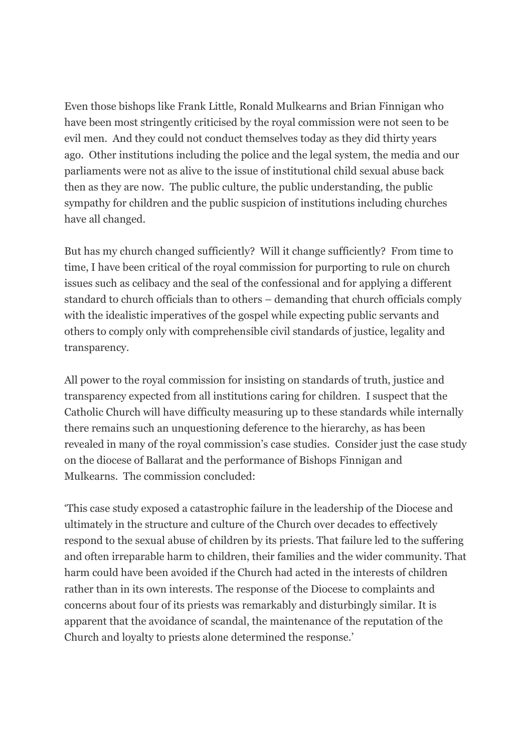Even those bishops like Frank Little, Ronald Mulkearns and Brian Finnigan who have been most stringently criticised by the royal commission were not seen to be evil men. And they could not conduct themselves today as they did thirty years ago. Other institutions including the police and the legal system, the media and our parliaments were not as alive to the issue of institutional child sexual abuse back then as they are now. The public culture, the public understanding, the public sympathy for children and the public suspicion of institutions including churches have all changed.

But has my church changed sufficiently? Will it change sufficiently? From time to time, I have been critical of the royal commission for purporting to rule on church issues such as celibacy and the seal of the confessional and for applying a different standard to church officials than to others – demanding that church officials comply with the idealistic imperatives of the gospel while expecting public servants and others to comply only with comprehensible civil standards of justice, legality and transparency.

All power to the royal commission for insisting on standards of truth, justice and transparency expected from all institutions caring for children. I suspect that the Catholic Church will have difficulty measuring up to these standards while internally there remains such an unquestioning deference to the hierarchy, as has been revealed in many of the royal commission's case studies. Consider just the case study on the diocese of Ballarat and the performance of Bishops Finnigan and Mulkearns. The commission concluded:

'This case study exposed a catastrophic failure in the leadership of the Diocese and ultimately in the structure and culture of the Church over decades to effectively respond to the sexual abuse of children by its priests. That failure led to the suffering and often irreparable harm to children, their families and the wider community. That harm could have been avoided if the Church had acted in the interests of children rather than in its own interests. The response of the Diocese to complaints and concerns about four of its priests was remarkably and disturbingly similar. It is apparent that the avoidance of scandal, the maintenance of the reputation of the Church and loyalty to priests alone determined the response.'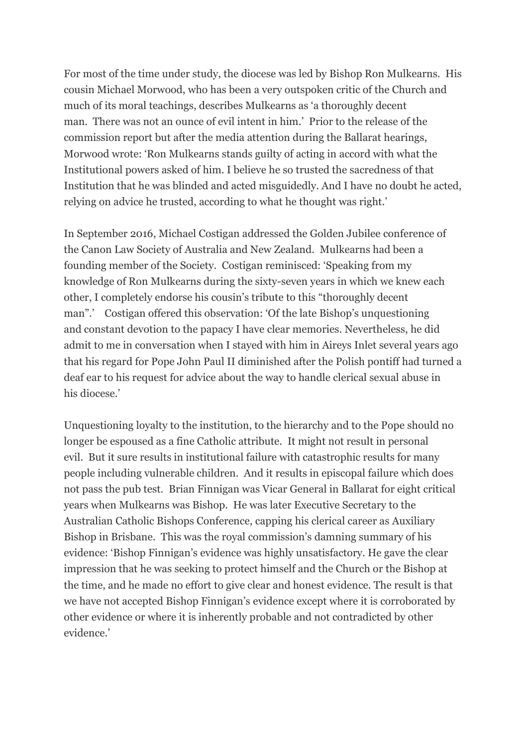For most of the time under study, the diocese was led by Bishop Ron Mulkearns. His cousin Michael Morwood, who has been a very outspoken critic of the Church and much of its moral teachings, describes Mulkearns as 'a thoroughly decent man. There was not an ounce of evil intent in him.' Prior to the release of the commission report but after the media attention during the Ballarat hearings, Morwood wrote: 'Ron Mulkearns stands guilty of acting in accord with what the Institutional powers asked of him. I believe he so trusted the sacredness of that Institution that he was blinded and acted misguidedly. And I have no doubt he acted, relying on advice he trusted, according to what he thought was right.'

In September 2016, Michael Costigan addressed the Golden Jubilee conference of the Canon Law Society of Australia and New Zealand. Mulkearns had been a founding member of the Society. Costigan reminisced: 'Speaking from my knowledge of Ron Mulkearns during the sixty-seven years in which we knew each other, I completely endorse his cousin's tribute to this "thoroughly decent man".' Costigan offered this observation: 'Of the late Bishop's unquestioning and constant devotion to the papacy I have clear memories. Nevertheless, he did admit to me in conversation when I stayed with him in Aireys Inlet several years ago that his regard for Pope John Paul II diminished after the Polish pontiff had turned a deaf ear to his request for advice about the way to handle clerical sexual abuse in his diocese.'

Unquestioning loyalty to the institution, to the hierarchy and to the Pope should no longer be espoused as a fine Catholic attribute. It might not result in personal evil. But it sure results in institutional failure with catastrophic results for many people including vulnerable children. And it results in episcopal failure which does not pass the pub test. Brian Finnigan was Vicar General in Ballarat for eight critical years when Mulkearns was Bishop. He was later Executive Secretary to the Australian Catholic Bishops Conference, capping his clerical career as Auxiliary Bishop in Brisbane. This was the royal commission's damning summary of his evidence: 'Bishop Finnigan's evidence was highly unsatisfactory. He gave the clear impression that he was seeking to protect himself and the Church or the Bishop at the time, and he made no effort to give clear and honest evidence. The result is that we have not accepted Bishop Finnigan's evidence except where it is corroborated by other evidence or where it is inherently probable and not contradicted by other evidence.'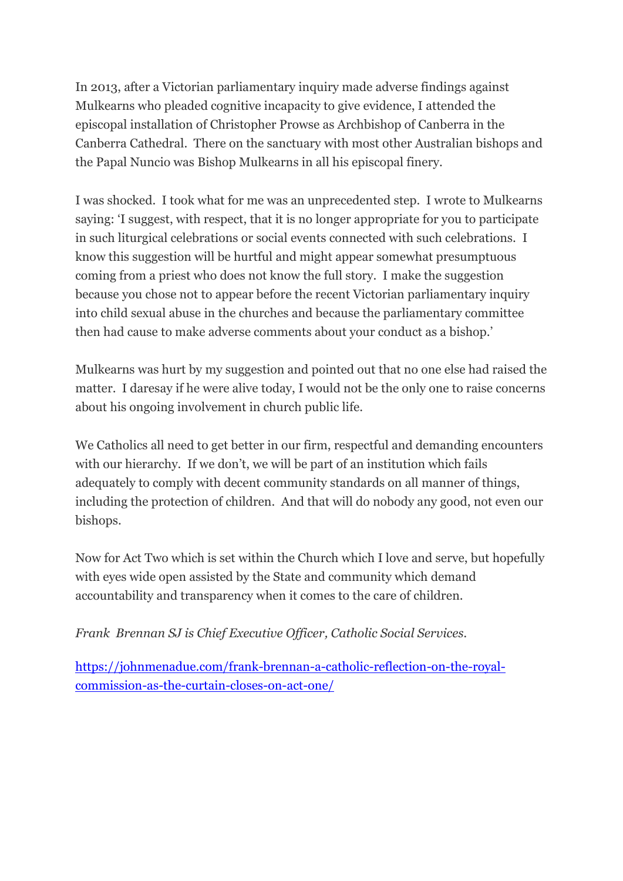In 2013, after a Victorian parliamentary inquiry made adverse findings against Mulkearns who pleaded cognitive incapacity to give evidence, I attended the episcopal installation of Christopher Prowse as Archbishop of Canberra in the Canberra Cathedral. There on the sanctuary with most other Australian bishops and the Papal Nuncio was Bishop Mulkearns in all his episcopal finery.

I was shocked. I took what for me was an unprecedented step. I wrote to Mulkearns saying: 'I suggest, with respect, that it is no longer appropriate for you to participate in such liturgical celebrations or social events connected with such celebrations. I know this suggestion will be hurtful and might appear somewhat presumptuous coming from a priest who does not know the full story. I make the suggestion because you chose not to appear before the recent Victorian parliamentary inquiry into child sexual abuse in the churches and because the parliamentary committee then had cause to make adverse comments about your conduct as a bishop.'

Mulkearns was hurt by my suggestion and pointed out that no one else had raised the matter. I daresay if he were alive today, I would not be the only one to raise concerns about his ongoing involvement in church public life.

We Catholics all need to get better in our firm, respectful and demanding encounters with our hierarchy. If we don't, we will be part of an institution which fails adequately to comply with decent community standards on all manner of things, including the protection of children. And that will do nobody any good, not even our bishops.

Now for Act Two which is set within the Church which I love and serve, but hopefully with eyes wide open assisted by the State and community which demand accountability and transparency when it comes to the care of children.

*Frank Brennan SJ is Chief Executive Officer, Catholic Social Services.*

[https://johnmenadue.com/frank-brennan-a-catholic-reflection-on-the-royal-commission-as-the-curtain-closes-on-act-one/](https://johnmenadue.com/frank-brennan-a-catholic-reflection-on-the-royal-commission-as-the-curtain-closes-on-act-one/)